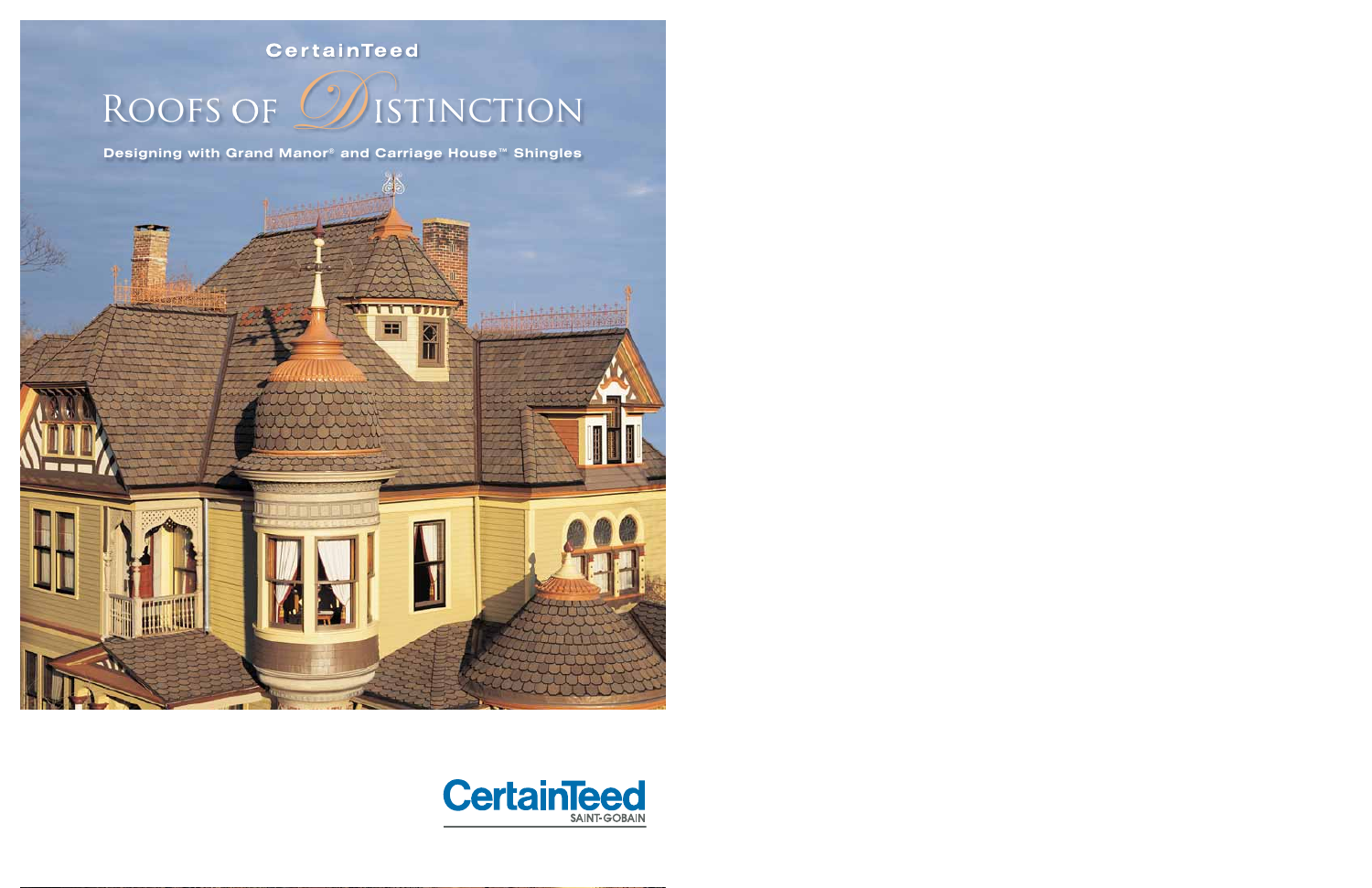CertainTeed

# Roofs of Distinction

**Designing with Grand Manor® and Carriage House™ Shingles**

CertainTeed
SAINT-GOBAIN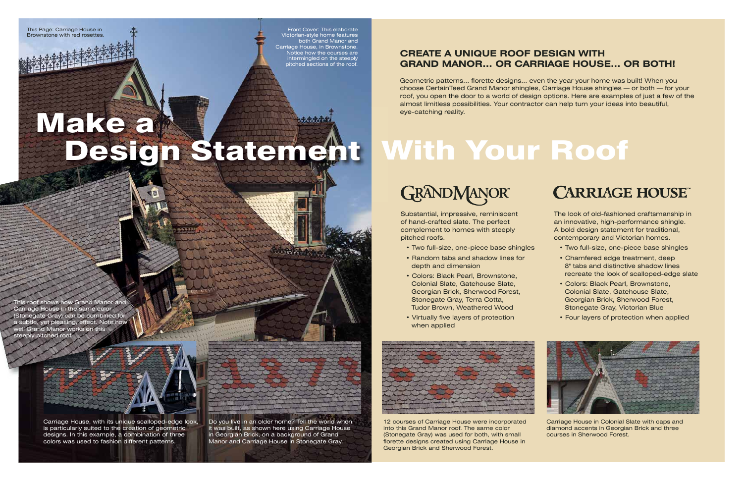This Page: Carriage House in Brownstone with red rosettes.

Front Cover: This elaborate Victorian-style home features both Grand Manor and Carriage House, in Brownstone. Notice how the courses are intermingled on the steeply pitched sections of the roof.

# Make a Design Statement With Your Roof

This roof shows how Grand Manor and Carriage House in the same color (Stonegate Gray) can be combined for a subtle, yet pleasing, effect. Note how well Grand Manor works on this steeply pitched roof.

## CREATE A UNIQUE ROOF DESIGN WITH GRAND MANOR... OR CARRIAGE HOUSE... OR BOTH!

Geometric patterns... florette designs... even the year your home was built! When you choose CertainTeed Grand Manor shingles, Carriage House shingles — or both — for your roof, you open the door to a world of design options. Here are examples of just a few of the almost limitless possibilities. Your contractor can help turn your ideas into beautiful, eye-catching reality.

### GRAND MANOR™

Substantial, impressive, reminiscent of hand-crafted slate. The perfect complement to homes with steeply pitched roofs.

- Two full-size, one-piece base shingles
- Random tabs and shadow lines for depth and dimension
- Colors: Black Pearl, Brownstone, Colonial Slate, Gatehouse Slate, Georgian Brick, Sherwood Forest, Stonegate Gray, Terra Cotta, Tudor Brown, Weathered Wood
- Virtually five layers of protection when applied

### CARRIAGE HOUSE™

The look of old-fashioned craftsmanship in an innovative, high-performance shingle. A bold design statement for traditional, contemporary and Victorian homes.

- Two full-size, one-piece base shingles
- Chamfered edge treatment, deep 8" tabs and distinctive shadow lines recreate the look of scalloped-edge slate
- Colors: Black Pearl, Brownstone, Colonial Slate, Gatehouse Slate, Georgian Brick, Sherwood Forest, Stonegate Gray, Victorian Blue
- Four layers of protection when applied

Carriage House, with its unique scalloped-edge look, is particularly suited to the creation of geometric designs. In this example, a combination of three colors was used to fashion different patterns.

Do you live in an older home? Tell the world when it was built, as shown here using Carriage House in Georgian Brick, on a background of Grand Manor and Carriage House in Stonegate Gray.

12 courses of Carriage House were incorporated into this Grand Manor roof. The same color (Stonegate Gray) was used for both, with small florette designs created using Carriage House in Georgian Brick and Sherwood Forest.

Carriage House in Colonial Slate with caps and diamond accents in Georgian Brick and three courses in Sherwood Forest.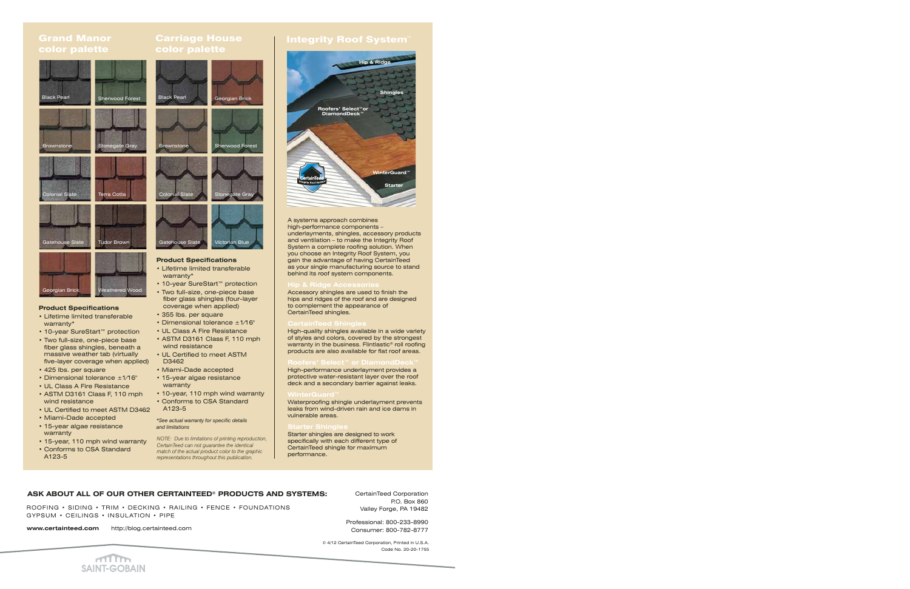## Grand Manor color palette

Black Pearl
Sherwood Forest
Brownstone
Stonegate Gray
Colonial Slate
Terra Cotta
Gatehouse Slate
Tudor Brown
Georgian Brick
Weathered Wood

**Product Specifications**

- Lifetime limited transferable warranty*
- 10-year SureStart™ protection
- Two full-size, one-piece base fiber glass shingles, beneath a massive weather tab (virtually five-layer coverage when applied)
- 425 lbs. per square
- Dimensional tolerance ±1⁄16"
- UL Class A Fire Resistance
- ASTM D3161 Class F, 110 mph wind resistance
- UL Certified to meet ASTM D3462
- Miami-Dade accepted
- 15-year algae resistance warranty
- 15-year, 110 mph wind warranty
- Conforms to CSA Standard A123-5

## Carriage House color palette

Black Pearl
Georgian Brick
Brownstone
Sherwood Forest
Colonial Slate
Stonegate Gray
Gatehouse Slate
Victorian Blue

**Product Specifications**

- Lifetime limited transferable warranty*
- 10-year SureStart™ protection
- Two full-size, one-piece base fiber glass shingles (four-layer coverage when applied)
- 355 lbs. per square
- Dimensional tolerance ±1⁄16"
- UL Class A Fire Resistance
- ASTM D3161 Class F, 110 mph wind resistance
- UL Certified to meet ASTM D3462
- Miami-Dade accepted
- 15-year algae resistance warranty
- 10-year, 110 mph wind warranty
- Conforms to CSA Standard A123-5

*\*See actual warranty for specific details and limitations*

*NOTE: Due to limitations of printing reproduction, CertainTeed can not guarantee the identical match of the actual product color to the graphic representations throughout this publication.*

## Integrity Roof System™

Hip & Ridge
Shingles
Roofers' Select™ or DiamondDeck™
WinterGuard™
Starter
CertainTeed Integrity Roof System

A systems approach combines high-performance components – underlayments, shingles, accessory products and ventilation – to make the Integrity Roof System a complete roofing solution. When you choose an Integrity Roof System, you gain the advantage of having CertainTeed as your single manufacturing source to stand behind its roof system components.

### Hip & Ridge Accessories

Accessory shingles are used to finish the hips and ridges of the roof and are designed to complement the appearance of CertainTeed shingles.

### CertainTeed Shingles

High-quality shingles available in a wide variety of styles and colors, covered by the strongest warranty in the business. Flintlastic® roll roofing products are also available for flat roof areas.

### Roofers' Select™ or DiamondDeck™

High-performance underlayment provides a protective water-resistant layer over the roof deck and a secondary barrier against leaks.

### WinterGuard™

Waterproofing shingle underlayment prevents leaks from wind-driven rain and ice dams in vulnerable areas.

### Starter Shingles

Starter shingles are designed to work specifically with each different type of CertainTeed shingle for maximum performance.

**ASK ABOUT ALL OF OUR OTHER CERTAINTEED® PRODUCTS AND SYSTEMS:**

ROOFING • SIDING • TRIM • DECKING • RAILING • FENCE • FOUNDATIONS
GYPSUM • CEILINGS • INSULATION • PIPE

**www.certainteed.com** http://blog.certainteed.com

CertainTeed Corporation
P.O. Box 860
Valley Forge, PA 19482

Professional: 800-233-8990
Consumer: 800-782-8777

© 4/12 CertainTeed Corporation, Printed in U.S.A.
Code No. 20-20-1755

SAINT-GOBAIN